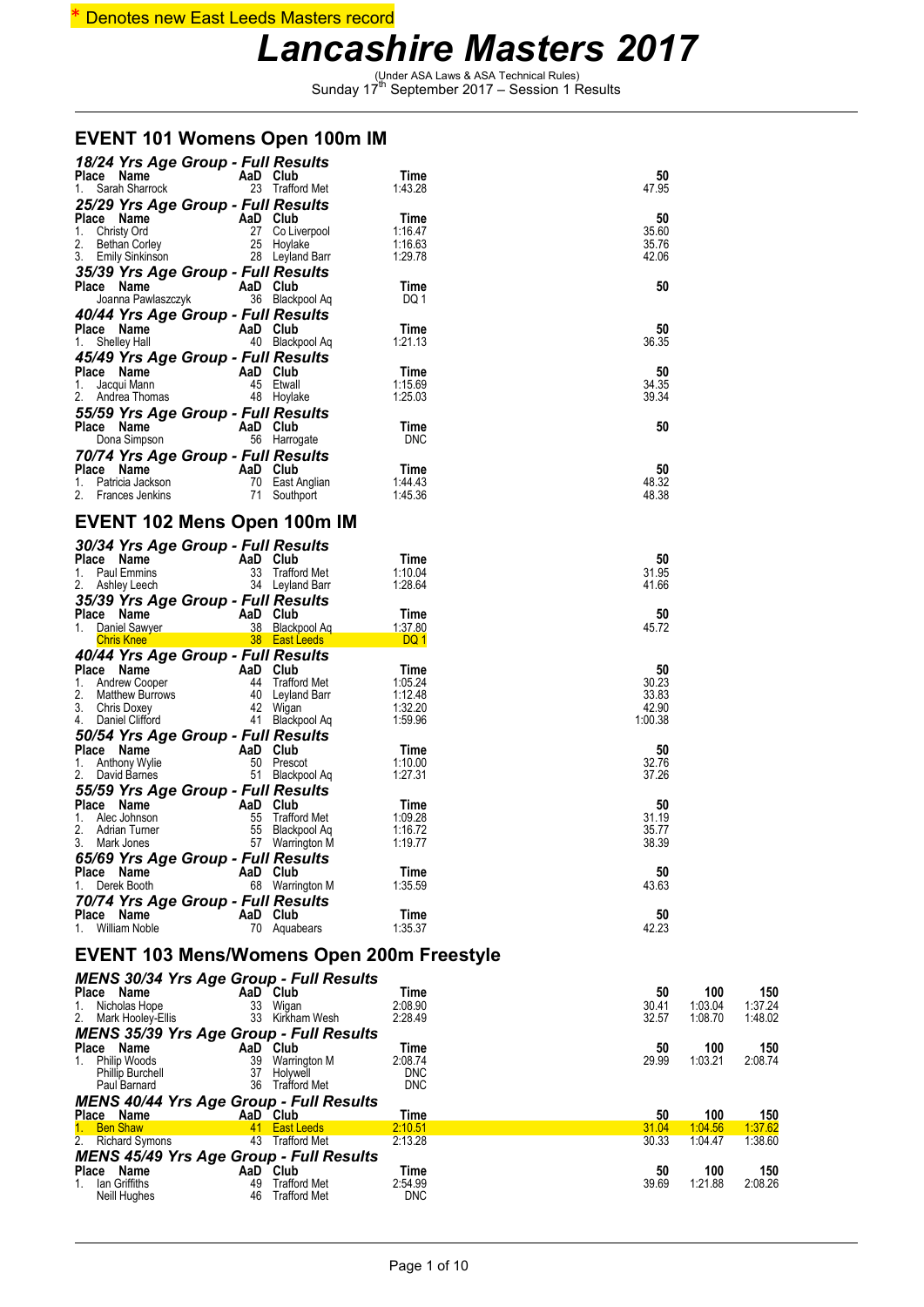\* Denotes new East Leeds Masters record

# Lancashire Masters 2017

(Under ASA Laws & ASA Technical Rules)
Sunday 17th September 2017 – Session 1 Results

## EVENT 101 Womens Open 100m IM

### 18/24 Yrs Age Group - Full Results

| Place | Name | AaD | Club | Time | 50 |
|---|---|---|---|---|---|
| 1. | Sarah Sharrock | 23 | Trafford Met | 1:43.28 | 47.95 |

### 25/29 Yrs Age Group - Full Results

| Place | Name | AaD | Club | Time | 50 |
|---|---|---|---|---|---|
| 1. | Christy Ord | 27 | Co Liverpool | 1:16.47 | 35.60 |
| 2. | Bethan Corley | 25 | Hoylake | 1:16.63 | 35.76 |
| 3. | Emily Sinkinson | 28 | Leyland Barr | 1:29.78 | 42.06 |

### 35/39 Yrs Age Group - Full Results

| Place | Name | AaD | Club | Time | 50 |
|---|---|---|---|---|---|
| | Joanna Pawlaszczyk | 36 | Blackpool Aq | DQ 1 | |

### 40/44 Yrs Age Group - Full Results

| Place | Name | AaD | Club | Time | 50 |
|---|---|---|---|---|---|
| 1. | Shelley Hall | 40 | Blackpool Aq | 1:21.13 | 36.35 |

### 45/49 Yrs Age Group - Full Results

| Place | Name | AaD | Club | Time | 50 |
|---|---|---|---|---|---|
| 1. | Jacqui Mann | 45 | Etwall | 1:15.69 | 34.35 |
| 2. | Andrea Thomas | 48 | Hoylake | 1:25.03 | 39.34 |

### 55/59 Yrs Age Group - Full Results

| Place | Name | AaD | Club | Time | 50 |
|---|---|---|---|---|---|
| | Dona Simpson | 56 | Harrogate | DNC | |

### 70/74 Yrs Age Group - Full Results

| Place | Name | AaD | Club | Time | 50 |
|---|---|---|---|---|---|
| 1. | Patricia Jackson | 70 | East Anglian | 1:44.43 | 48.32 |
| 2. | Frances Jenkins | 71 | Southport | 1:45.36 | 48.38 |

## EVENT 102 Mens Open 100m IM

### 30/34 Yrs Age Group - Full Results

| Place | Name | AaD | Club | Time | 50 |
|---|---|---|---|---|---|
| 1. | Paul Emmins | 33 | Trafford Met | 1:10.04 | 31.95 |
| 2. | Ashley Leech | 34 | Leyland Barr | 1:28.64 | 41.66 |

### 35/39 Yrs Age Group - Full Results

| Place | Name | AaD | Club | Time | 50 |
|---|---|---|---|---|---|
| 1. | Daniel Sawyer | 38 | Blackpool Aq | 1:37.80 | 45.72 |
| | Chris Knee | 38 | East Leeds | DQ 1 | |

### 40/44 Yrs Age Group - Full Results

| Place | Name | AaD | Club | Time | 50 |
|---|---|---|---|---|---|
| 1. | Andrew Cooper | 44 | Trafford Met | 1:05.24 | 30.23 |
| 2. | Matthew Burrows | 40 | Leyland Barr | 1:12.48 | 33.83 |
| 3. | Chris Doxey | 42 | Wigan | 1:32.20 | 42.90 |
| 4. | Daniel Clifford | 41 | Blackpool Aq | 1:59.96 | 1:00.38 |

### 50/54 Yrs Age Group - Full Results

| Place | Name | AaD | Club | Time | 50 |
|---|---|---|---|---|---|
| 1. | Anthony Wylie | 50 | Prescot | 1:10.00 | 32.76 |
| 2. | David Barnes | 51 | Blackpool Aq | 1:27.31 | 37.26 |

### 55/59 Yrs Age Group - Full Results

| Place | Name | AaD | Club | Time | 50 |
|---|---|---|---|---|---|
| 1. | Alec Johnson | 55 | Trafford Met | 1:09.28 | 31.19 |
| 2. | Adrian Turner | 55 | Blackpool Aq | 1:16.72 | 35.77 |
| 3. | Mark Jones | 57 | Warrington M | 1:19.77 | 38.39 |

### 65/69 Yrs Age Group - Full Results

| Place | Name | AaD | Club | Time | 50 |
|---|---|---|---|---|---|
| 1. | Derek Booth | 68 | Warrington M | 1:35.59 | 43.63 |

### 70/74 Yrs Age Group - Full Results

| Place | Name | AaD | Club | Time | 50 |
|---|---|---|---|---|---|
| 1. | William Noble | 70 | Aquabears | 1:35.37 | 42.23 |

## EVENT 103 Mens/Womens Open 200m Freestyle

### MENS 30/34 Yrs Age Group - Full Results

| Place | Name | AaD | Club | Time | 50 | 100 | 150 |
|---|---|---|---|---|---|---|---|
| 1. | Nicholas Hope | 33 | Wigan | 2:08.90 | 30.41 | 1:03.04 | 1:37.24 |
| 2. | Mark Hooley-Ellis | 33 | Kirkham Wesh | 2:28.49 | 32.57 | 1:08.70 | 1:48.02 |

### MENS 35/39 Yrs Age Group - Full Results

| Place | Name | AaD | Club | Time | 50 | 100 | 150 |
|---|---|---|---|---|---|---|---|
| 1. | Philip Woods | 39 | Warrington M | 2:08.74 | 29.99 | 1:03.21 | 2:08.74 |
| | Phillip Burchell | 37 | Holywell | DNC | | | |
| | Paul Barnard | 36 | Trafford Met | DNC | | | |

### MENS 40/44 Yrs Age Group - Full Results

| Place | Name | AaD | Club | Time | 50 | 100 | 150 |
|---|---|---|---|---|---|---|---|
| 1. | Ben Shaw | 41 | East Leeds | 2:10.51 | 31.04 | 1:04.56 | 1:37.62 |
| 2. | Richard Symons | 43 | Trafford Met | 2:13.28 | 30.33 | 1:04.47 | 1:38.60 |

### MENS 45/49 Yrs Age Group - Full Results

| Place | Name | AaD | Club | Time | 50 | 100 | 150 |
|---|---|---|---|---|---|---|---|
| 1. | Ian Griffiths | 49 | Trafford Met | 2:54.99 | 39.69 | 1:21.88 | 2:08.26 |
| | Neill Hughes | 46 | Trafford Met | DNC | | | |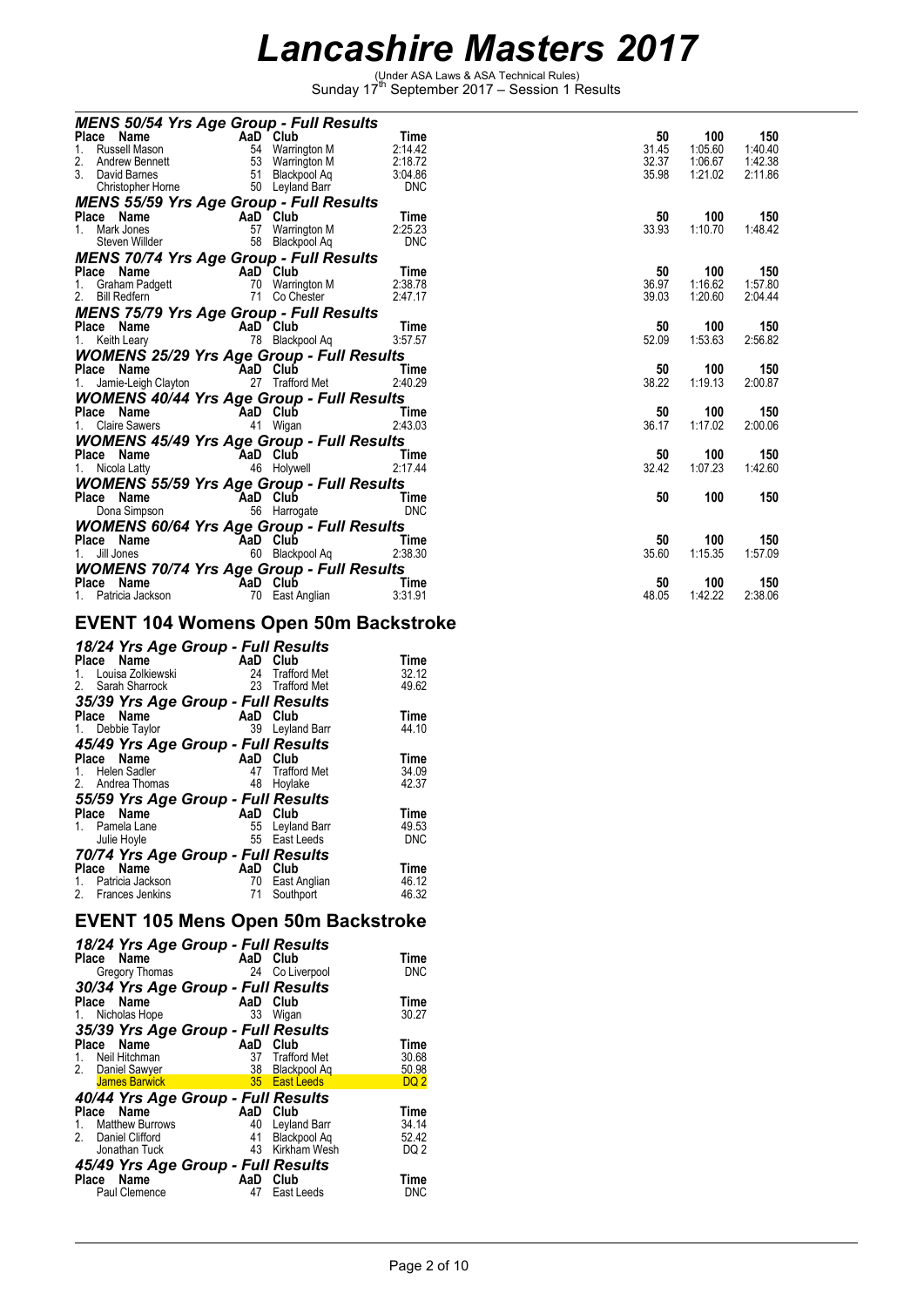# Lancashire Masters 2017

(Under ASA Laws & ASA Technical Rules)
Sunday 17th September 2017 – Session 1 Results

### MENS 50/54 Yrs Age Group - Full Results

| Place | Name | AaD | Club | Time | 50 | 100 | 150 |
|---|---|---|---|---|---|---|---|
| 1. | Russell Mason | 54 | Warrington M | 2:14.42 | 31.45 | 1:05.60 | 1:40.40 |
| 2. | Andrew Bennett | 53 | Warrington M | 2:18.72 | 32.37 | 1:06.67 | 1:42.38 |
| 3. | David Barnes | 51 | Blackpool Aq | 3:04.86 | 35.98 | 1:21.02 | 2:11.86 |
| | Christopher Horne | 50 | Leyland Barr | DNC | | | |

### MENS 55/59 Yrs Age Group - Full Results

| Place | Name | AaD | Club | Time | 50 | 100 | 150 |
|---|---|---|---|---|---|---|---|
| 1. | Mark Jones | 57 | Warrington M | 2:25.23 | 33.93 | 1:10.70 | 1:48.42 |
| | Steven Willder | 58 | Blackpool Aq | DNC | | | |

### MENS 70/74 Yrs Age Group - Full Results

| Place | Name | AaD | Club | Time | 50 | 100 | 150 |
|---|---|---|---|---|---|---|---|
| 1. | Graham Padgett | 70 | Warrington M | 2:38.78 | 36.97 | 1:16.62 | 1:57.80 |
| 2. | Bill Redfern | 71 | Co Chester | 2:47.17 | 39.03 | 1:20.60 | 2:04.44 |

### MENS 75/79 Yrs Age Group - Full Results

| Place | Name | AaD | Club | Time | 50 | 100 | 150 |
|---|---|---|---|---|---|---|---|
| 1. | Keith Leary | 78 | Blackpool Aq | 3:57.57 | 52.09 | 1:53.63 | 2:56.82 |

### WOMENS 25/29 Yrs Age Group - Full Results

| Place | Name | AaD | Club | Time | 50 | 100 | 150 |
|---|---|---|---|---|---|---|---|
| 1. | Jamie-Leigh Clayton | 27 | Trafford Met | 2:40.29 | 38.22 | 1:19.13 | 2:00.87 |

### WOMENS 40/44 Yrs Age Group - Full Results

| Place | Name | AaD | Club | Time | 50 | 100 | 150 |
|---|---|---|---|---|---|---|---|
| 1. | Claire Sawers | 41 | Wigan | 2:43.03 | 36.17 | 1:17.02 | 2:00.06 |

### WOMENS 45/49 Yrs Age Group - Full Results

| Place | Name | AaD | Club | Time | 50 | 100 | 150 |
|---|---|---|---|---|---|---|---|
| 1. | Nicola Latty | 46 | Holywell | 2:17.44 | 32.42 | 1:07.23 | 1:42.60 |

### WOMENS 55/59 Yrs Age Group - Full Results

| Place | Name | AaD | Club | Time | 50 | 100 | 150 |
|---|---|---|---|---|---|---|---|
| | Dona Simpson | 56 | Harrogate | DNC | | | |

### WOMENS 60/64 Yrs Age Group - Full Results

| Place | Name | AaD | Club | Time | 50 | 100 | 150 |
|---|---|---|---|---|---|---|---|
| 1. | Jill Jones | 60 | Blackpool Aq | 2:38.30 | 35.60 | 1:15.35 | 1:57.09 |

### WOMENS 70/74 Yrs Age Group - Full Results

| Place | Name | AaD | Club | Time | 50 | 100 | 150 |
|---|---|---|---|---|---|---|---|
| 1. | Patricia Jackson | 70 | East Anglian | 3:31.91 | 48.05 | 1:42.22 | 2:38.06 |

## EVENT 104 Womens Open 50m Backstroke

### 18/24 Yrs Age Group - Full Results

| Place | Name | AaD | Club | Time |
|---|---|---|---|---|
| 1. | Louisa Zolkiewski | 24 | Trafford Met | 32.12 |
| 2. | Sarah Sharrock | 23 | Trafford Met | 49.62 |

### 35/39 Yrs Age Group - Full Results

| Place | Name | AaD | Club | Time |
|---|---|---|---|---|
| 1. | Debbie Taylor | 39 | Leyland Barr | 44.10 |

### 45/49 Yrs Age Group - Full Results

| Place | Name | AaD | Club | Time |
|---|---|---|---|---|
| 1. | Helen Sadler | 47 | Trafford Met | 34.09 |
| 2. | Andrea Thomas | 48 | Hoylake | 42.37 |

### 55/59 Yrs Age Group - Full Results

| Place | Name | AaD | Club | Time |
|---|---|---|---|---|
| 1. | Pamela Lane | 55 | Leyland Barr | 49.53 |
| | Julie Hoyle | 55 | East Leeds | DNC |

### 70/74 Yrs Age Group - Full Results

| Place | Name | AaD | Club | Time |
|---|---|---|---|---|
| 1. | Patricia Jackson | 70 | East Anglian | 46.12 |
| 2. | Frances Jenkins | 71 | Southport | 46.32 |

## EVENT 105 Mens Open 50m Backstroke

### 18/24 Yrs Age Group - Full Results

| Place | Name | AaD | Club | Time |
|---|---|---|---|---|
| | Gregory Thomas | 24 | Co Liverpool | DNC |

### 30/34 Yrs Age Group - Full Results

| Place | Name | AaD | Club | Time |
|---|---|---|---|---|
| 1. | Nicholas Hope | 33 | Wigan | 30.27 |

### 35/39 Yrs Age Group - Full Results

| Place | Name | AaD | Club | Time |
|---|---|---|---|---|
| 1. | Neil Hitchman | 37 | Trafford Met | 30.68 |
| 2. | Daniel Sawyer | 38 | Blackpool Aq | 50.98 |
| | James Barwick | 35 | East Leeds | DQ 2 |

### 40/44 Yrs Age Group - Full Results

| Place | Name | AaD | Club | Time |
|---|---|---|---|---|
| 1. | Matthew Burrows | 40 | Leyland Barr | 34.14 |
| 2. | Daniel Clifford | 41 | Blackpool Aq | 52.42 |
| | Jonathan Tuck | 43 | Kirkham Wesh | DQ 2 |

### 45/49 Yrs Age Group - Full Results

| Place | Name | AaD | Club | Time |
|---|---|---|---|---|
| | Paul Clemence | 47 | East Leeds | DNC |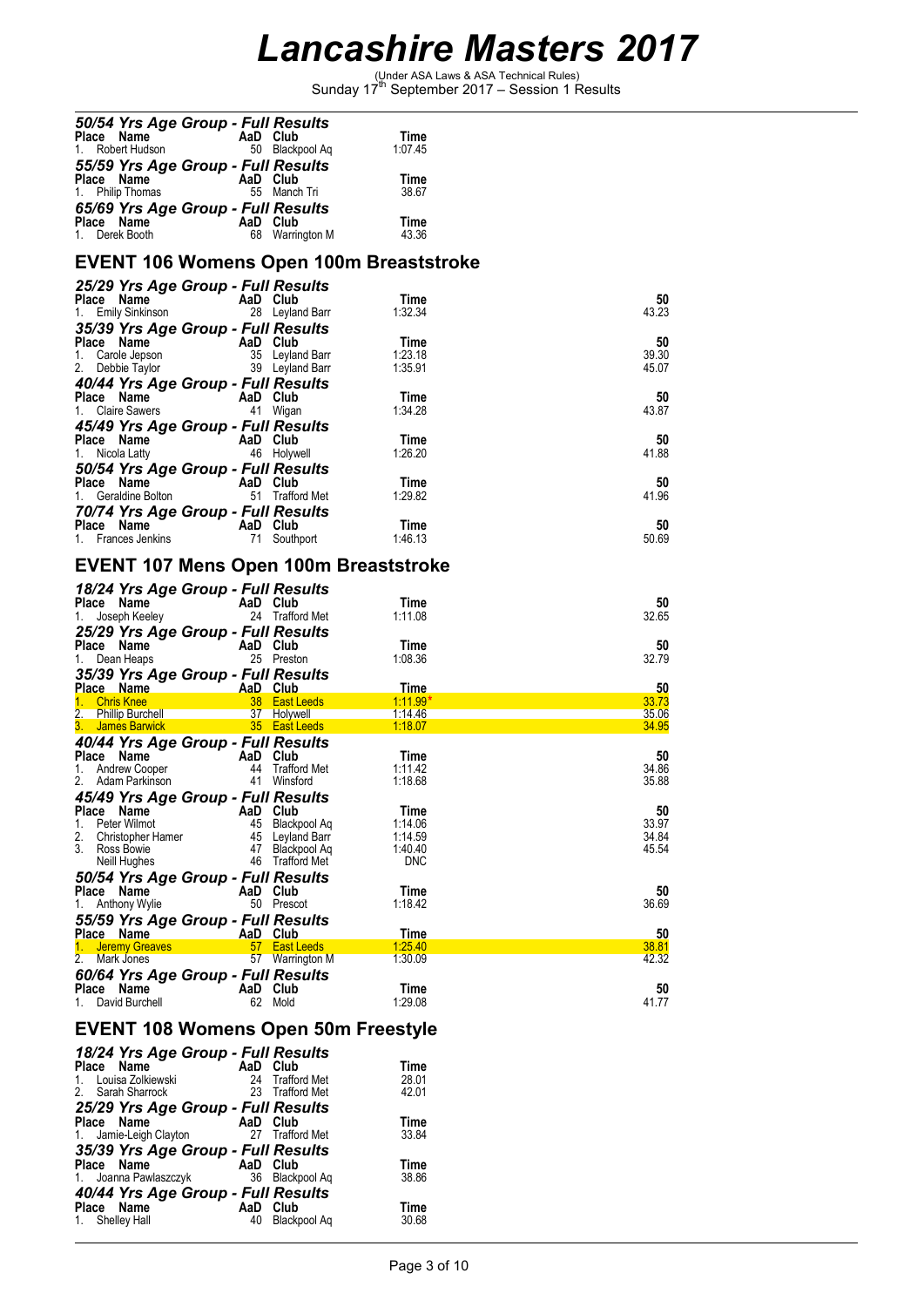# Lancashire Masters 2017

(Under ASA Laws & ASA Technical Rules)
Sunday 17th September 2017 – Session 1 Results

### 50/54 Yrs Age Group - Full Results

| Place | Name | AaD | Club | Time |
|---|---|---|---|---|
| 1. | Robert Hudson | 50 | Blackpool Aq | 1:07.45 |

### 55/59 Yrs Age Group - Full Results

| Place | Name | AaD | Club | Time |
|---|---|---|---|---|
| 1. | Philip Thomas | 55 | Manch Tri | 38.67 |

### 65/69 Yrs Age Group - Full Results

| Place | Name | AaD | Club | Time |
|---|---|---|---|---|
| 1. | Derek Booth | 68 | Warrington M | 43.36 |

## EVENT 106 Womens Open 100m Breaststroke

### 25/29 Yrs Age Group - Full Results

| Place | Name | AaD | Club | Time | 50 |
|---|---|---|---|---|---|
| 1. | Emily Sinkinson | 28 | Leyland Barr | 1:32.34 | 43.23 |

### 35/39 Yrs Age Group - Full Results

| Place | Name | AaD | Club | Time | 50 |
|---|---|---|---|---|---|
| 1. | Carole Jepson | 35 | Leyland Barr | 1:23.18 | 39.30 |
| 2. | Debbie Taylor | 39 | Leyland Barr | 1:35.91 | 45.07 |

### 40/44 Yrs Age Group - Full Results

| Place | Name | AaD | Club | Time | 50 |
|---|---|---|---|---|---|
| 1. | Claire Sawers | 41 | Wigan | 1:34.28 | 43.87 |

### 45/49 Yrs Age Group - Full Results

| Place | Name | AaD | Club | Time | 50 |
|---|---|---|---|---|---|
| 1. | Nicola Latty | 46 | Holywell | 1:26.20 | 41.88 |

### 50/54 Yrs Age Group - Full Results

| Place | Name | AaD | Club | Time | 50 |
|---|---|---|---|---|---|
| 1. | Geraldine Bolton | 51 | Trafford Met | 1:29.82 | 41.96 |

### 70/74 Yrs Age Group - Full Results

| Place | Name | AaD | Club | Time | 50 |
|---|---|---|---|---|---|
| 1. | Frances Jenkins | 71 | Southport | 1:46.13 | 50.69 |

## EVENT 107 Mens Open 100m Breaststroke

### 18/24 Yrs Age Group - Full Results

| Place | Name | AaD | Club | Time | 50 |
|---|---|---|---|---|---|
| 1. | Joseph Keeley | 24 | Trafford Met | 1:11.08 | 32.65 |

### 25/29 Yrs Age Group - Full Results

| Place | Name | AaD | Club | Time | 50 |
|---|---|---|---|---|---|
| 1. | Dean Heaps | 25 | Preston | 1:08.36 | 32.79 |

### 35/39 Yrs Age Group - Full Results

| Place | Name | AaD | Club | Time | 50 |
|---|---|---|---|---|---|
| 1. | Chris Knee | 38 | East Leeds | 1:11.99* | 33.73 |
| 2. | Phillip Burchell | 37 | Holywell | 1:14.46 | 35.06 |
| 3. | James Barwick | 35 | East Leeds | 1:18.07 | 34.95 |

### 40/44 Yrs Age Group - Full Results

| Place | Name | AaD | Club | Time | 50 |
|---|---|---|---|---|---|
| 1. | Andrew Cooper | 44 | Trafford Met | 1:11.42 | 34.86 |
| 2. | Adam Parkinson | 41 | Winsford | 1:18.68 | 35.88 |

### 45/49 Yrs Age Group - Full Results

| Place | Name | AaD | Club | Time | 50 |
|---|---|---|---|---|---|
| 1. | Peter Wilmot | 45 | Blackpool Aq | 1:14.06 | 33.97 |
| 2. | Christopher Hamer | 45 | Leyland Barr | 1:14.59 | 34.84 |
| 3. | Ross Bowie | 47 | Blackpool Aq | 1:40.40 | 45.54 |
| | Neill Hughes | 46 | Trafford Met | DNC | |

### 50/54 Yrs Age Group - Full Results

| Place | Name | AaD | Club | Time | 50 |
|---|---|---|---|---|---|
| 1. | Anthony Wylie | 50 | Prescot | 1:18.42 | 36.69 |

### 55/59 Yrs Age Group - Full Results

| Place | Name | AaD | Club | Time | 50 |
|---|---|---|---|---|---|
| 1. | Jeremy Greaves | 57 | East Leeds | 1:25.40 | 38.81 |
| 2. | Mark Jones | 57 | Warrington M | 1:30.09 | 42.32 |

### 60/64 Yrs Age Group - Full Results

| Place | Name | AaD | Club | Time | 50 |
|---|---|---|---|---|---|
| 1. | David Burchell | 62 | Mold | 1:29.08 | 41.77 |

## EVENT 108 Womens Open 50m Freestyle

### 18/24 Yrs Age Group - Full Results

| Place | Name | AaD | Club | Time |
|---|---|---|---|---|
| 1. | Louisa Zolkiewski | 24 | Trafford Met | 28.01 |
| 2. | Sarah Sharrock | 23 | Trafford Met | 42.01 |

### 25/29 Yrs Age Group - Full Results

| Place | Name | AaD | Club | Time |
|---|---|---|---|---|
| 1. | Jamie-Leigh Clayton | 27 | Trafford Met | 33.84 |

### 35/39 Yrs Age Group - Full Results

| Place | Name | AaD | Club | Time |
|---|---|---|---|---|
| 1. | Joanna Pawlaszczyk | 36 | Blackpool Aq | 38.86 |

### 40/44 Yrs Age Group - Full Results

| Place | Name | AaD | Club | Time |
|---|---|---|---|---|
| 1. | Shelley Hall | 40 | Blackpool Aq | 30.68 |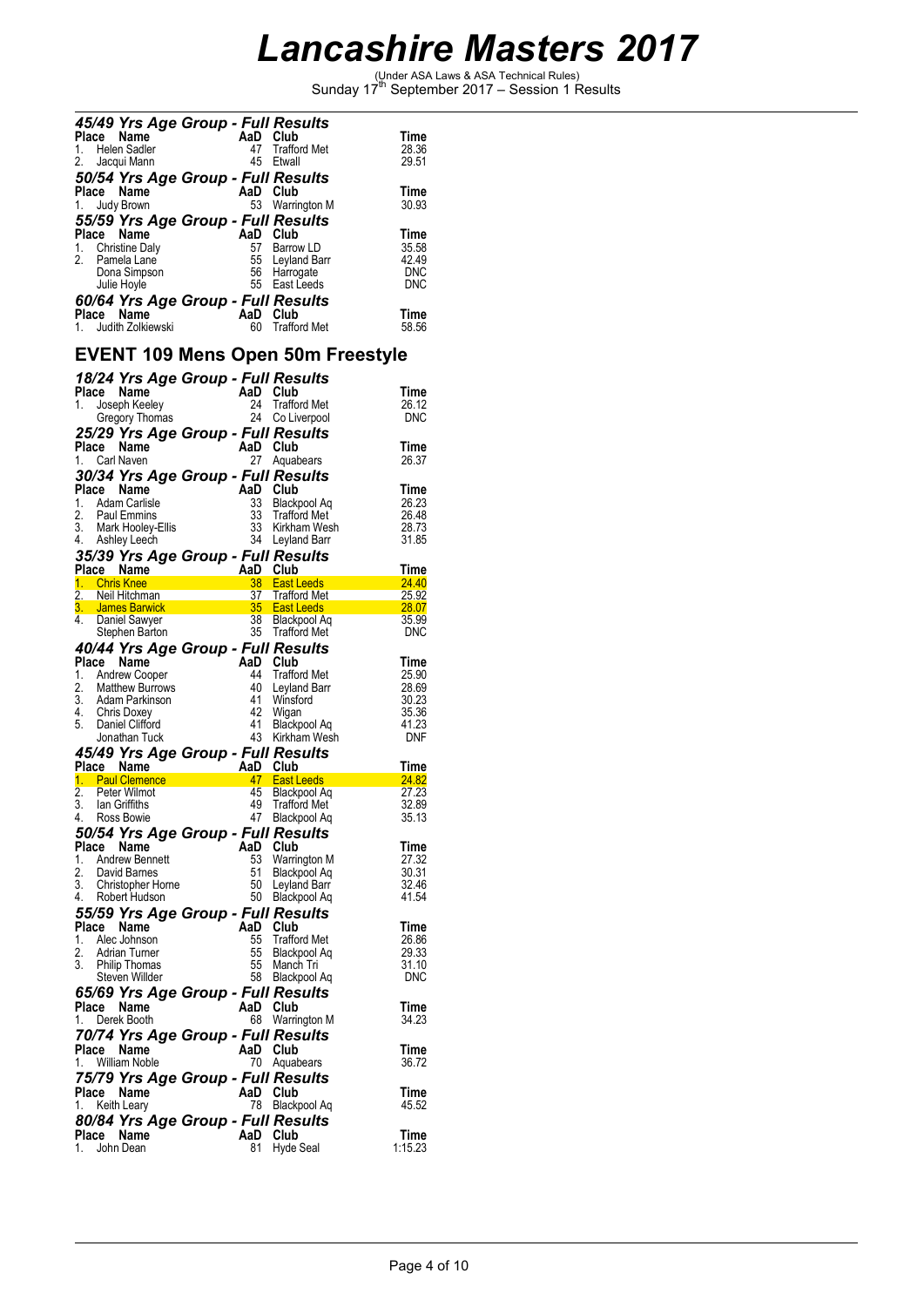# Lancashire Masters 2017

(Under ASA Laws & ASA Technical Rules)
Sunday 17th September 2017 – Session 1 Results

### 45/49 Yrs Age Group - Full Results

| Place | Name | AaD | Club | Time |
|---|---|---|---|---|
| 1. | Helen Sadler | 47 | Trafford Met | 28.36 |
| 2. | Jacqui Mann | 45 | Etwall | 29.51 |

### 50/54 Yrs Age Group - Full Results

| Place | Name | AaD | Club | Time |
|---|---|---|---|---|
| 1. | Judy Brown | 53 | Warrington M | 30.93 |

### 55/59 Yrs Age Group - Full Results

| Place | Name | AaD | Club | Time |
|---|---|---|---|---|
| 1. | Christine Daly | 57 | Barrow LD | 35.58 |
| 2. | Pamela Lane | 55 | Leyland Barr | 42.49 |
| | Dona Simpson | 56 | Harrogate | DNC |
| | Julie Hoyle | 55 | East Leeds | DNC |

### 60/64 Yrs Age Group - Full Results

| Place | Name | AaD | Club | Time |
|---|---|---|---|---|
| 1. | Judith Zolkiewski | 60 | Trafford Met | 58.56 |

## EVENT 109 Mens Open 50m Freestyle

### 18/24 Yrs Age Group - Full Results

| Place | Name | AaD | Club | Time |
|---|---|---|---|---|
| 1. | Joseph Keeley | 24 | Trafford Met | 26.12 |
| | Gregory Thomas | 24 | Co Liverpool | DNC |

### 25/29 Yrs Age Group - Full Results

| Place | Name | AaD | Club | Time |
|---|---|---|---|---|
| 1. | Carl Naven | 27 | Aquabears | 26.37 |

### 30/34 Yrs Age Group - Full Results

| Place | Name | AaD | Club | Time |
|---|---|---|---|---|
| 1. | Adam Carlisle | 33 | Blackpool Aq | 26.23 |
| 2. | Paul Emmins | 33 | Trafford Met | 26.48 |
| 3. | Mark Hooley-Ellis | 33 | Kirkham Wesh | 28.73 |
| 4. | Ashley Leech | 34 | Leyland Barr | 31.85 |

### 35/39 Yrs Age Group - Full Results

| Place | Name | AaD | Club | Time |
|---|---|---|---|---|
| 1. | Chris Knee | 38 | East Leeds | 24.40 |
| 2. | Neil Hitchman | 37 | Trafford Met | 25.92 |
| 3. | James Barwick | 35 | East Leeds | 28.07 |
| 4. | Daniel Sawyer | 38 | Blackpool Aq | 35.99 |
| | Stephen Barton | 35 | Trafford Met | DNC |

### 40/44 Yrs Age Group - Full Results

| Place | Name | AaD | Club | Time |
|---|---|---|---|---|
| 1. | Andrew Cooper | 44 | Trafford Met | 25.90 |
| 2. | Matthew Burrows | 40 | Leyland Barr | 28.69 |
| 3. | Adam Parkinson | 41 | Winsford | 30.23 |
| 4. | Chris Doxey | 42 | Wigan | 35.36 |
| 5. | Daniel Clifford | 41 | Blackpool Aq | 41.23 |
| | Jonathan Tuck | 43 | Kirkham Wesh | DNF |

### 45/49 Yrs Age Group - Full Results

| Place | Name | AaD | Club | Time |
|---|---|---|---|---|
| 1. | Paul Clemence | 47 | East Leeds | 24.82 |
| 2. | Peter Wilmot | 45 | Blackpool Aq | 27.23 |
| 3. | Ian Griffiths | 49 | Trafford Met | 32.89 |
| 4. | Ross Bowie | 47 | Blackpool Aq | 35.13 |

### 50/54 Yrs Age Group - Full Results

| Place | Name | AaD | Club | Time |
|---|---|---|---|---|
| 1. | Andrew Bennett | 53 | Warrington M | 27.32 |
| 2. | David Barnes | 51 | Blackpool Aq | 30.31 |
| 3. | Christopher Horne | 50 | Leyland Barr | 32.46 |
| 4. | Robert Hudson | 50 | Blackpool Aq | 41.54 |

### 55/59 Yrs Age Group - Full Results

| Place | Name | AaD | Club | Time |
|---|---|---|---|---|
| 1. | Alec Johnson | 55 | Trafford Met | 26.86 |
| 2. | Adrian Turner | 55 | Blackpool Aq | 29.33 |
| 3. | Philip Thomas | 55 | Manch Tri | 31.10 |
| | Steven Willder | 58 | Blackpool Aq | DNC |

### 65/69 Yrs Age Group - Full Results

| Place | Name | AaD | Club | Time |
|---|---|---|---|---|
| 1. | Derek Booth | 68 | Warrington M | 34.23 |

### 70/74 Yrs Age Group - Full Results

| Place | Name | AaD | Club | Time |
|---|---|---|---|---|
| 1. | William Noble | 70 | Aquabears | 36.72 |

### 75/79 Yrs Age Group - Full Results

| Place | Name | AaD | Club | Time |
|---|---|---|---|---|
| 1. | Keith Leary | 78 | Blackpool Aq | 45.52 |

### 80/84 Yrs Age Group - Full Results

| Place | Name | AaD | Club | Time |
|---|---|---|---|---|
| 1. | John Dean | 81 | Hyde Seal | 1:15.23 |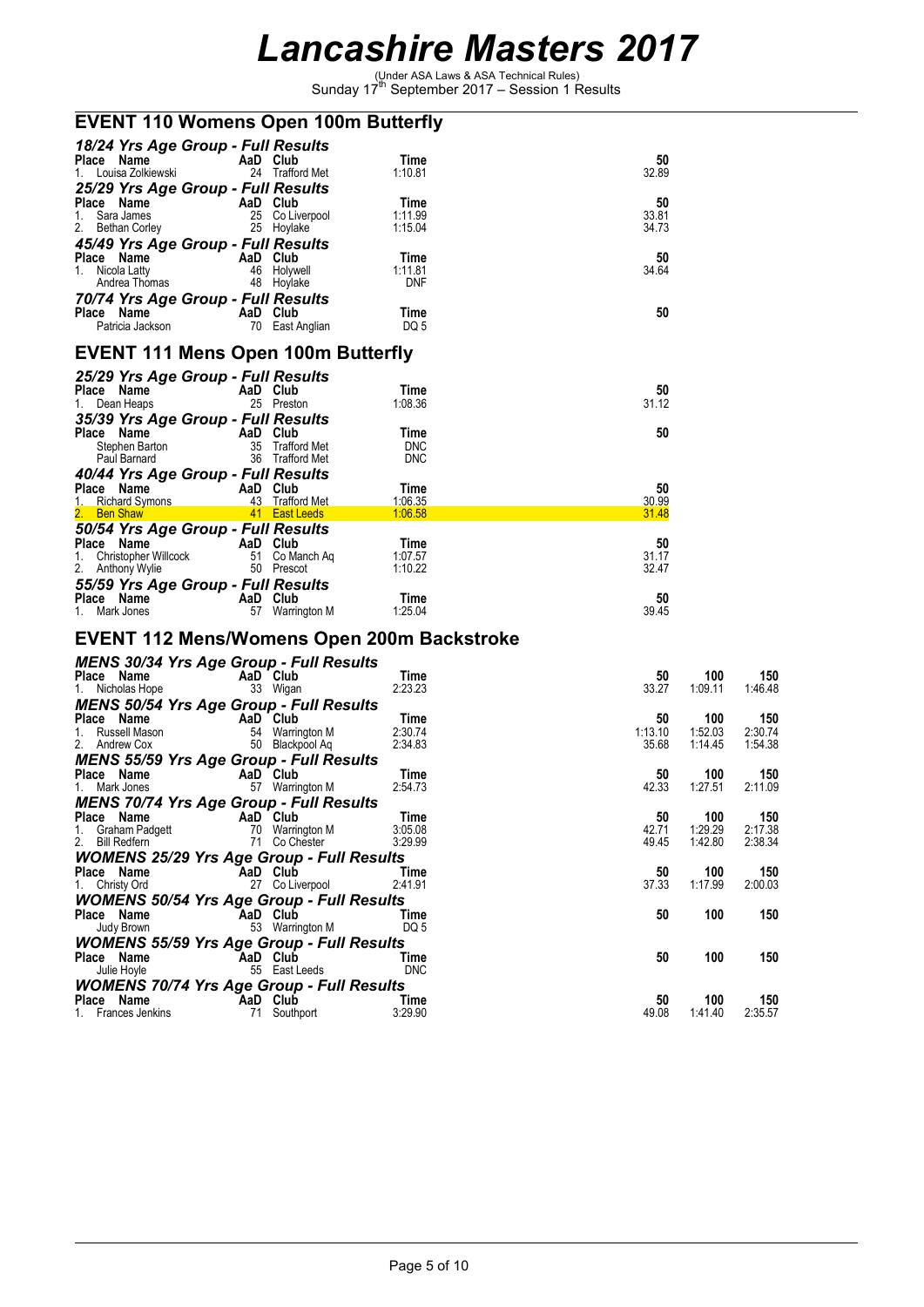# Lancashire Masters 2017

(Under ASA Laws & ASA Technical Rules)
Sunday 17th September 2017 – Session 1 Results

## EVENT 110 Womens Open 100m Butterfly

### 18/24 Yrs Age Group - Full Results

| Place | Name | AaD | Club | Time | 50 |
|---|---|---|---|---|---|
| 1. | Louisa Zolkiewski | 24 | Trafford Met | 1:10.81 | 32.89 |

### 25/29 Yrs Age Group - Full Results

| Place | Name | AaD | Club | Time | 50 |
|---|---|---|---|---|---|
| 1. | Sara James | 25 | Co Liverpool | 1:11.99 | 33.81 |
| 2. | Bethan Corley | 25 | Hoylake | 1:15.04 | 34.73 |

### 45/49 Yrs Age Group - Full Results

| Place | Name | AaD | Club | Time | 50 |
|---|---|---|---|---|---|
| 1. | Nicola Latty | 46 | Holywell | 1:11.81 | 34.64 |
| | Andrea Thomas | 48 | Hoylake | DNF | |

### 70/74 Yrs Age Group - Full Results

| Place | Name | AaD | Club | Time | 50 |
|---|---|---|---|---|---|
| | Patricia Jackson | 70 | East Anglian | DQ 5 | |

## EVENT 111 Mens Open 100m Butterfly

### 25/29 Yrs Age Group - Full Results

| Place | Name | AaD | Club | Time | 50 |
|---|---|---|---|---|---|
| 1. | Dean Heaps | 25 | Preston | 1:08.36 | 31.12 |

### 35/39 Yrs Age Group - Full Results

| Place | Name | AaD | Club | Time | 50 |
|---|---|---|---|---|---|
| | Stephen Barton | 35 | Trafford Met | DNC | |
| | Paul Barnard | 36 | Trafford Met | DNC | |

### 40/44 Yrs Age Group - Full Results

| Place | Name | AaD | Club | Time | 50 |
|---|---|---|---|---|---|
| 1. | Richard Symons | 43 | Trafford Met | 1:06.35 | 30.99 |
| 2. | Ben Shaw | 41 | East Leeds | 1:06.58 | 31.48 |

### 50/54 Yrs Age Group - Full Results

| Place | Name | AaD | Club | Time | 50 |
|---|---|---|---|---|---|
| 1. | Christopher Willcock | 51 | Co Manch Aq | 1:07.57 | 31.17 |
| 2. | Anthony Wylie | 50 | Prescot | 1:10.22 | 32.47 |

### 55/59 Yrs Age Group - Full Results

| Place | Name | AaD | Club | Time | 50 |
|---|---|---|---|---|---|
| 1. | Mark Jones | 57 | Warrington M | 1:25.04 | 39.45 |

## EVENT 112 Mens/Womens Open 200m Backstroke

### MENS 30/34 Yrs Age Group - Full Results

| Place | Name | AaD | Club | Time | 50 | 100 | 150 |
|---|---|---|---|---|---|---|---|
| 1. | Nicholas Hope | 33 | Wigan | 2:23.23 | 33.27 | 1:09.11 | 1:46.48 |

### MENS 50/54 Yrs Age Group - Full Results

| Place | Name | AaD | Club | Time | 50 | 100 | 150 |
|---|---|---|---|---|---|---|---|
| 1. | Russell Mason | 54 | Warrington M | 2:30.74 | 1:13.10 | 1:52.03 | 2:30.74 |
| 2. | Andrew Cox | 50 | Blackpool Aq | 2:34.83 | 35.68 | 1:14.45 | 1:54.38 |

### MENS 55/59 Yrs Age Group - Full Results

| Place | Name | AaD | Club | Time | 50 | 100 | 150 |
|---|---|---|---|---|---|---|---|
| 1. | Mark Jones | 57 | Warrington M | 2:54.73 | 42.33 | 1:27.51 | 2:11.09 |

### MENS 70/74 Yrs Age Group - Full Results

| Place | Name | AaD | Club | Time | 50 | 100 | 150 |
|---|---|---|---|---|---|---|---|
| 1. | Graham Padgett | 70 | Warrington M | 3:05.08 | 42.71 | 1:29.29 | 2:17.38 |
| 2. | Bill Redfern | 71 | Co Chester | 3:29.99 | 49.45 | 1:42.80 | 2:38.34 |

### WOMENS 25/29 Yrs Age Group - Full Results

| Place | Name | AaD | Club | Time | 50 | 100 | 150 |
|---|---|---|---|---|---|---|---|
| 1. | Christy Ord | 27 | Co Liverpool | 2:41.91 | 37.33 | 1:17.99 | 2:00.03 |

### WOMENS 50/54 Yrs Age Group - Full Results

| Place | Name | AaD | Club | Time | 50 | 100 | 150 |
|---|---|---|---|---|---|---|---|
| | Judy Brown | 53 | Warrington M | DQ 5 | | | |

### WOMENS 55/59 Yrs Age Group - Full Results

| Place | Name | AaD | Club | Time | 50 | 100 | 150 |
|---|---|---|---|---|---|---|---|
| | Julie Hoyle | 55 | East Leeds | DNC | | | |

### WOMENS 70/74 Yrs Age Group - Full Results

| Place | Name | AaD | Club | Time | 50 | 100 | 150 |
|---|---|---|---|---|---|---|---|
| 1. | Frances Jenkins | 71 | Southport | 3:29.90 | 49.08 | 1:41.40 | 2:35.57 |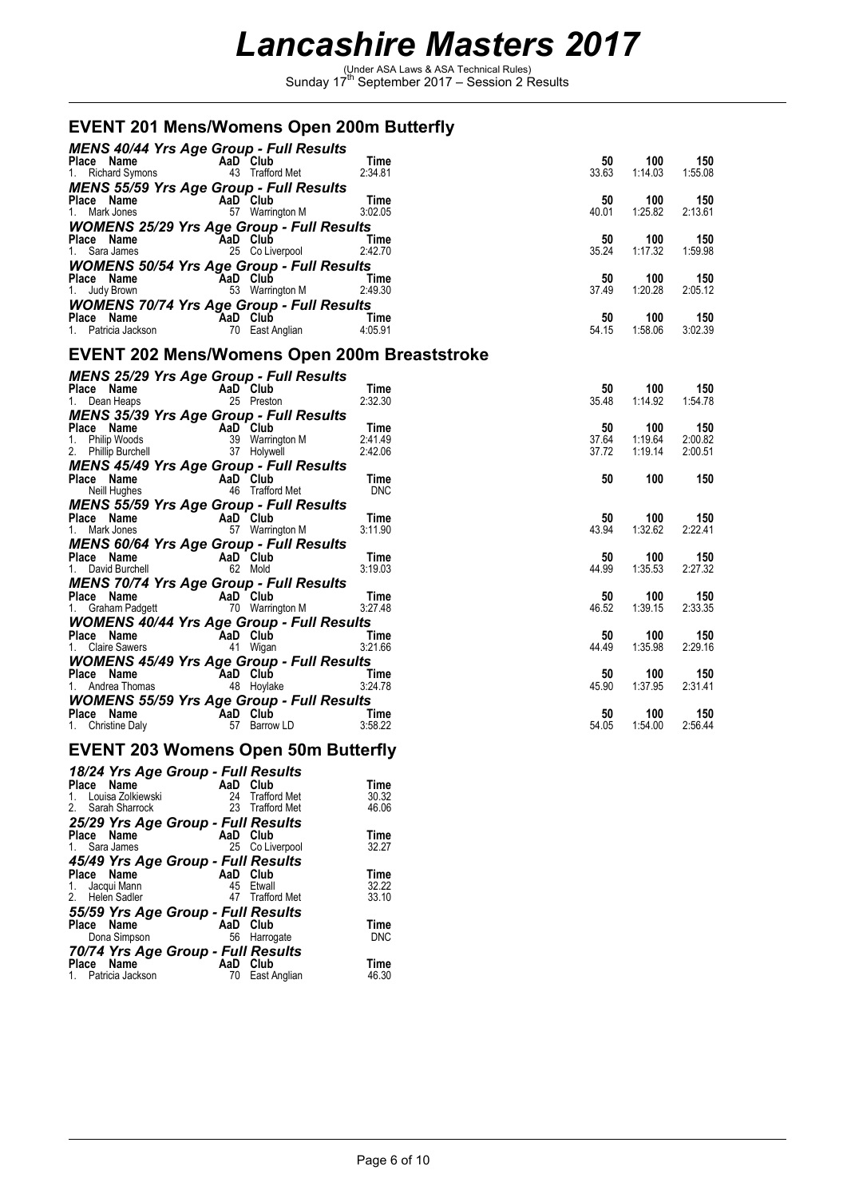# Lancashire Masters 2017

(Under ASA Laws & ASA Technical Rules)
Sunday 17th September 2017 – Session 2 Results

## EVENT 201 Mens/Womens Open 200m Butterfly

### MENS 40/44 Yrs Age Group - Full Results

| Place | Name | AaD | Club | Time | 50 | 100 | 150 |
|---|---|---|---|---|---|---|---|
| 1. | Richard Symons | 43 | Trafford Met | 2:34.81 | 33.63 | 1:14.03 | 1:55.08 |

### MENS 55/59 Yrs Age Group - Full Results

| Place | Name | AaD | Club | Time | 50 | 100 | 150 |
|---|---|---|---|---|---|---|---|
| 1. | Mark Jones | 57 | Warrington M | 3:02.05 | 40.01 | 1:25.82 | 2:13.61 |

### WOMENS 25/29 Yrs Age Group - Full Results

| Place | Name | AaD | Club | Time | 50 | 100 | 150 |
|---|---|---|---|---|---|---|---|
| 1. | Sara James | 25 | Co Liverpool | 2:42.70 | 35.24 | 1:17.32 | 1:59.98 |

### WOMENS 50/54 Yrs Age Group - Full Results

| Place | Name | AaD | Club | Time | 50 | 100 | 150 |
|---|---|---|---|---|---|---|---|
| 1. | Judy Brown | 53 | Warrington M | 2:49.30 | 37.49 | 1:20.28 | 2:05.12 |

### WOMENS 70/74 Yrs Age Group - Full Results

| Place | Name | AaD | Club | Time | 50 | 100 | 150 |
|---|---|---|---|---|---|---|---|
| 1. | Patricia Jackson | 70 | East Anglian | 4:05.91 | 54.15 | 1:58.06 | 3:02.39 |

## EVENT 202 Mens/Womens Open 200m Breaststroke

### MENS 25/29 Yrs Age Group - Full Results

| Place | Name | AaD | Club | Time | 50 | 100 | 150 |
|---|---|---|---|---|---|---|---|
| 1. | Dean Heaps | 25 | Preston | 2:32.30 | 35.48 | 1:14.92 | 1:54.78 |

### MENS 35/39 Yrs Age Group - Full Results

| Place | Name | AaD | Club | Time | 50 | 100 | 150 |
|---|---|---|---|---|---|---|---|
| 1. | Philip Woods | 39 | Warrington M | 2:41.49 | 37.64 | 1:19.64 | 2:00.82 |
| 2. | Phillip Burchell | 37 | Holywell | 2:42.06 | 37.72 | 1:19.14 | 2:00.51 |

### MENS 45/49 Yrs Age Group - Full Results

| Place | Name | AaD | Club | Time | 50 | 100 | 150 |
|---|---|---|---|---|---|---|---|
| | Neill Hughes | 46 | Trafford Met | DNC | | | |

### MENS 55/59 Yrs Age Group - Full Results

| Place | Name | AaD | Club | Time | 50 | 100 | 150 |
|---|---|---|---|---|---|---|---|
| 1. | Mark Jones | 57 | Warrington M | 3:11.90 | 43.94 | 1:32.62 | 2:22.41 |

### MENS 60/64 Yrs Age Group - Full Results

| Place | Name | AaD | Club | Time | 50 | 100 | 150 |
|---|---|---|---|---|---|---|---|
| 1. | David Burchell | 62 | Mold | 3:19.03 | 44.99 | 1:35.53 | 2:27.32 |

### MENS 70/74 Yrs Age Group - Full Results

| Place | Name | AaD | Club | Time | 50 | 100 | 150 |
|---|---|---|---|---|---|---|---|
| 1. | Graham Padgett | 70 | Warrington M | 3:27.48 | 46.52 | 1:39.15 | 2:33.35 |

### WOMENS 40/44 Yrs Age Group - Full Results

| Place | Name | AaD | Club | Time | 50 | 100 | 150 |
|---|---|---|---|---|---|---|---|
| 1. | Claire Sawers | 41 | Wigan | 3:21.66 | 44.49 | 1:35.98 | 2:29.16 |

### WOMENS 45/49 Yrs Age Group - Full Results

| Place | Name | AaD | Club | Time | 50 | 100 | 150 |
|---|---|---|---|---|---|---|---|
| 1. | Andrea Thomas | 48 | Hoylake | 3:24.78 | 45.90 | 1:37.95 | 2:31.41 |

### WOMENS 55/59 Yrs Age Group - Full Results

| Place | Name | AaD | Club | Time | 50 | 100 | 150 |
|---|---|---|---|---|---|---|---|
| 1. | Christine Daly | 57 | Barrow LD | 3:58.22 | 54.05 | 1:54.00 | 2:56.44 |

## EVENT 203 Womens Open 50m Butterfly

### 18/24 Yrs Age Group - Full Results

| Place | Name | AaD | Club | Time |
|---|---|---|---|---|
| 1. | Louisa Zolkiewski | 24 | Trafford Met | 30.32 |
| 2. | Sarah Sharrock | 23 | Trafford Met | 46.06 |

### 25/29 Yrs Age Group - Full Results

| Place | Name | AaD | Club | Time |
|---|---|---|---|---|
| 1. | Sara James | 25 | Co Liverpool | 32.27 |

### 45/49 Yrs Age Group - Full Results

| Place | Name | AaD | Club | Time |
|---|---|---|---|---|
| 1. | Jacqui Mann | 45 | Etwall | 32.22 |
| 2. | Helen Sadler | 47 | Trafford Met | 33.10 |

### 55/59 Yrs Age Group - Full Results

| Place | Name | AaD | Club | Time |
|---|---|---|---|---|
| | Dona Simpson | 56 | Harrogate | DNC |

### 70/74 Yrs Age Group - Full Results

| Place | Name | AaD | Club | Time |
|---|---|---|---|---|
| 1. | Patricia Jackson | 70 | East Anglian | 46.30 |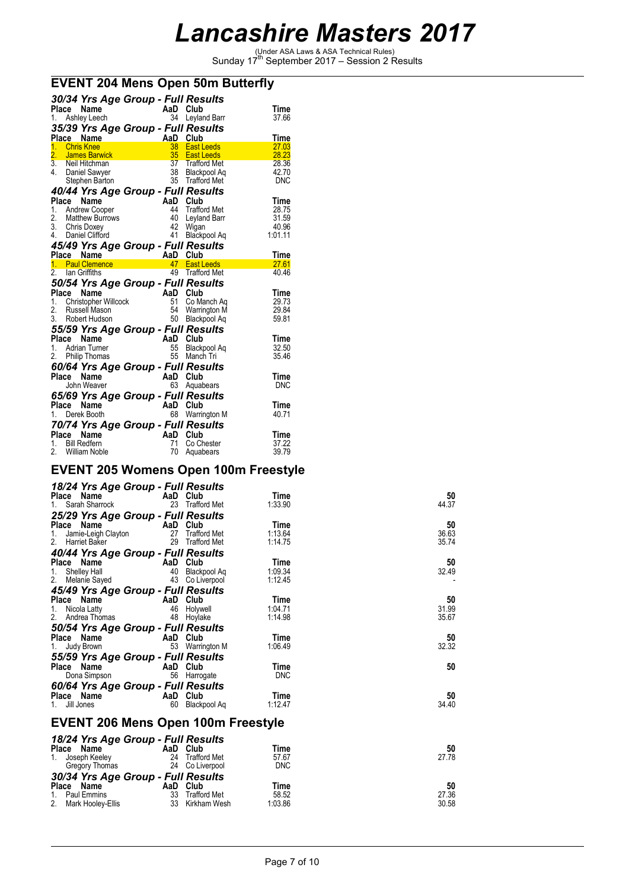# Lancashire Masters 2017

(Under ASA Laws & ASA Technical Rules)
Sunday 17th September 2017 – Session 2 Results

## EVENT 204 Mens Open 50m Butterfly

### 30/34 Yrs Age Group - Full Results

| Place | Name | AaD | Club | Time |
|---|---|---|---|---|
| 1. | Ashley Leech | 34 | Leyland Barr | 37.66 |

### 35/39 Yrs Age Group - Full Results

| Place | Name | AaD | Club | Time |
|---|---|---|---|---|
| 1. | Chris Knee | 38 | East Leeds | 27.03 |
| 2. | James Barwick | 35 | East Leeds | 28.23 |
| 3. | Neil Hitchman | 37 | Trafford Met | 28.36 |
| 4. | Daniel Sawyer | 38 | Blackpool Aq | 42.70 |
| | Stephen Barton | 35 | Trafford Met | DNC |

### 40/44 Yrs Age Group - Full Results

| Place | Name | AaD | Club | Time |
|---|---|---|---|---|
| 1. | Andrew Cooper | 44 | Trafford Met | 28.75 |
| 2. | Matthew Burrows | 40 | Leyland Barr | 31.59 |
| 3. | Chris Doxey | 42 | Wigan | 40.96 |
| 4. | Daniel Clifford | 41 | Blackpool Aq | 1:01.11 |

### 45/49 Yrs Age Group - Full Results

| Place | Name | AaD | Club | Time |
|---|---|---|---|---|
| 1. | Paul Clemence | 47 | East Leeds | 27.61 |
| 2. | Ian Griffiths | 49 | Trafford Met | 40.46 |

### 50/54 Yrs Age Group - Full Results

| Place | Name | AaD | Club | Time |
|---|---|---|---|---|
| 1. | Christopher Willcock | 51 | Co Manch Aq | 29.73 |
| 2. | Russell Mason | 54 | Warrington M | 29.84 |
| 3. | Robert Hudson | 50 | Blackpool Aq | 59.81 |

### 55/59 Yrs Age Group - Full Results

| Place | Name | AaD | Club | Time |
|---|---|---|---|---|
| 1. | Adrian Turner | 55 | Blackpool Aq | 32.50 |
| 2. | Philip Thomas | 55 | Manch Tri | 35.46 |

### 60/64 Yrs Age Group - Full Results

| Place | Name | AaD | Club | Time |
|---|---|---|---|---|
| | John Weaver | 63 | Aquabears | DNC |

### 65/69 Yrs Age Group - Full Results

| Place | Name | AaD | Club | Time |
|---|---|---|---|---|
| 1. | Derek Booth | 68 | Warrington M | 40.71 |

### 70/74 Yrs Age Group - Full Results

| Place | Name | AaD | Club | Time |
|---|---|---|---|---|
| 1. | Bill Redfern | 71 | Co Chester | 37.22 |
| 2. | William Noble | 70 | Aquabears | 39.79 |

## EVENT 205 Womens Open 100m Freestyle

### 18/24 Yrs Age Group - Full Results

| Place | Name | AaD | Club | Time | 50 |
|---|---|---|---|---|---|
| 1. | Sarah Sharrock | 23 | Trafford Met | 1:33.90 | 44.37 |

### 25/29 Yrs Age Group - Full Results

| Place | Name | AaD | Club | Time | 50 |
|---|---|---|---|---|---|
| 1. | Jamie-Leigh Clayton | 27 | Trafford Met | 1:13.64 | 36.63 |
| 2. | Harriet Baker | 29 | Trafford Met | 1:14.75 | 35.74 |

### 40/44 Yrs Age Group - Full Results

| Place | Name | AaD | Club | Time | 50 |
|---|---|---|---|---|---|
| 1. | Shelley Hall | 40 | Blackpool Aq | 1:09.34 | 32.49 |
| 2. | Melanie Sayed | 43 | Co Liverpool | 1:12.45 | - |

### 45/49 Yrs Age Group - Full Results

| Place | Name | AaD | Club | Time | 50 |
|---|---|---|---|---|---|
| 1. | Nicola Latty | 46 | Holywell | 1:04.71 | 31.99 |
| 2. | Andrea Thomas | 48 | Hoylake | 1:14.98 | 35.67 |

### 50/54 Yrs Age Group - Full Results

| Place | Name | AaD | Club | Time | 50 |
|---|---|---|---|---|---|
| 1. | Judy Brown | 53 | Warrington M | 1:06.49 | 32.32 |

### 55/59 Yrs Age Group - Full Results

| Place | Name | AaD | Club | Time | 50 |
|---|---|---|---|---|---|
| | Dona Simpson | 56 | Harrogate | DNC | |

### 60/64 Yrs Age Group - Full Results

| Place | Name | AaD | Club | Time | 50 |
|---|---|---|---|---|---|
| 1. | Jill Jones | 60 | Blackpool Aq | 1:12.47 | 34.40 |

## EVENT 206 Mens Open 100m Freestyle

### 18/24 Yrs Age Group - Full Results

| Place | Name | AaD | Club | Time | 50 |
|---|---|---|---|---|---|
| 1. | Joseph Keeley | 24 | Trafford Met | 57.67 | 27.78 |
| | Gregory Thomas | 24 | Co Liverpool | DNC | |

### 30/34 Yrs Age Group - Full Results

| Place | Name | AaD | Club | Time | 50 |
|---|---|---|---|---|---|
| 1. | Paul Emmins | 33 | Trafford Met | 58.52 | 27.36 |
| 2. | Mark Hooley-Ellis | 33 | Kirkham Wesh | 1:03.86 | 30.58 |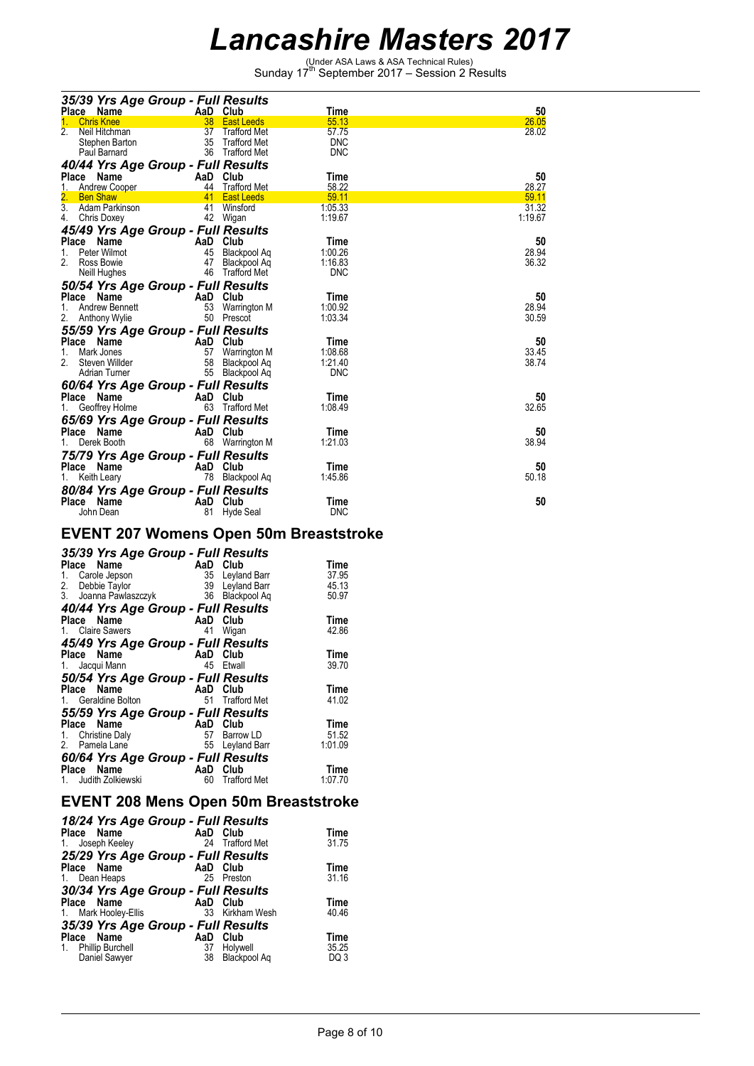# Lancashire Masters 2017

(Under ASA Laws & ASA Technical Rules)
Sunday 17th September 2017 – Session 2 Results

### 35/39 Yrs Age Group - Full Results

| Place | Name | AaD | Club | Time | 50 |
|---|---|---|---|---|---|
| 1. | Chris Knee | 38 | East Leeds | 55.13 | 26.05 |
| 2. | Neil Hitchman | 37 | Trafford Met | 57.75 | 28.02 |
| | Stephen Barton | 35 | Trafford Met | DNC | |
| | Paul Barnard | 36 | Trafford Met | DNC | |

### 40/44 Yrs Age Group - Full Results

| Place | Name | AaD | Club | Time | 50 |
|---|---|---|---|---|---|
| 1. | Andrew Cooper | 44 | Trafford Met | 58.22 | 28.27 |
| 2. | Ben Shaw | 41 | East Leeds | 59.11 | 59.11 |
| 3. | Adam Parkinson | 41 | Winsford | 1:05.33 | 31.32 |
| 4. | Chris Doxey | 42 | Wigan | 1:19.67 | 1:19.67 |

### 45/49 Yrs Age Group - Full Results

| Place | Name | AaD | Club | Time | 50 |
|---|---|---|---|---|---|
| 1. | Peter Wilmot | 45 | Blackpool Aq | 1:00.26 | 28.94 |
| 2. | Ross Bowie | 47 | Blackpool Aq | 1:16.83 | 36.32 |
| | Neill Hughes | 46 | Trafford Met | DNC | |

### 50/54 Yrs Age Group - Full Results

| Place | Name | AaD | Club | Time | 50 |
|---|---|---|---|---|---|
| 1. | Andrew Bennett | 53 | Warrington M | 1:00.92 | 28.94 |
| 2. | Anthony Wylie | 50 | Prescot | 1:03.34 | 30.59 |

### 55/59 Yrs Age Group - Full Results

| Place | Name | AaD | Club | Time | 50 |
|---|---|---|---|---|---|
| 1. | Mark Jones | 57 | Warrington M | 1:08.68 | 33.45 |
| 2. | Steven Willder | 58 | Blackpool Aq | 1:21.40 | 38.74 |
| | Adrian Turner | 55 | Blackpool Aq | DNC | |

### 60/64 Yrs Age Group - Full Results

| Place | Name | AaD | Club | Time | 50 |
|---|---|---|---|---|---|
| 1. | Geoffrey Holme | 63 | Trafford Met | 1:08.49 | 32.65 |

### 65/69 Yrs Age Group - Full Results

| Place | Name | AaD | Club | Time | 50 |
|---|---|---|---|---|---|
| 1. | Derek Booth | 68 | Warrington M | 1:21.03 | 38.94 |

### 75/79 Yrs Age Group - Full Results

| Place | Name | AaD | Club | Time | 50 |
|---|---|---|---|---|---|
| 1. | Keith Leary | 78 | Blackpool Aq | 1:45.86 | 50.18 |

### 80/84 Yrs Age Group - Full Results

| Place | Name | AaD | Club | Time | 50 |
|---|---|---|---|---|---|
| | John Dean | 81 | Hyde Seal | DNC | |

## EVENT 207 Womens Open 50m Breaststroke

### 35/39 Yrs Age Group - Full Results

| Place | Name | AaD | Club | Time |
|---|---|---|---|---|
| 1. | Carole Jepson | 35 | Leyland Barr | 37.95 |
| 2. | Debbie Taylor | 39 | Leyland Barr | 45.13 |
| 3. | Joanna Pawlaszczyk | 36 | Blackpool Aq | 50.97 |

### 40/44 Yrs Age Group - Full Results

| Place | Name | AaD | Club | Time |
|---|---|---|---|---|
| 1. | Claire Sawers | 41 | Wigan | 42.86 |

### 45/49 Yrs Age Group - Full Results

| Place | Name | AaD | Club | Time |
|---|---|---|---|---|
| 1. | Jacqui Mann | 45 | Etwall | 39.70 |

### 50/54 Yrs Age Group - Full Results

| Place | Name | AaD | Club | Time |
|---|---|---|---|---|
| 1. | Geraldine Bolton | 51 | Trafford Met | 41.02 |

### 55/59 Yrs Age Group - Full Results

| Place | Name | AaD | Club | Time |
|---|---|---|---|---|
| 1. | Christine Daly | 57 | Barrow LD | 51.52 |
| 2. | Pamela Lane | 55 | Leyland Barr | 1:01.09 |

### 60/64 Yrs Age Group - Full Results

| Place | Name | AaD | Club | Time |
|---|---|---|---|---|
| 1. | Judith Zolkiewski | 60 | Trafford Met | 1:07.70 |

## EVENT 208 Mens Open 50m Breaststroke

### 18/24 Yrs Age Group - Full Results

| Place | Name | AaD | Club | Time |
|---|---|---|---|---|
| 1. | Joseph Keeley | 24 | Trafford Met | 31.75 |

### 25/29 Yrs Age Group - Full Results

| Place | Name | AaD | Club | Time |
|---|---|---|---|---|
| 1. | Dean Heaps | 25 | Preston | 31.16 |

### 30/34 Yrs Age Group - Full Results

| Place | Name | AaD | Club | Time |
|---|---|---|---|---|
| 1. | Mark Hooley-Ellis | 33 | Kirkham Wesh | 40.46 |

### 35/39 Yrs Age Group - Full Results

| Place | Name | AaD | Club | Time |
|---|---|---|---|---|
| 1. | Phillip Burchell | 37 | Holywell | 35.25 |
| | Daniel Sawyer | 38 | Blackpool Aq | DQ 3 |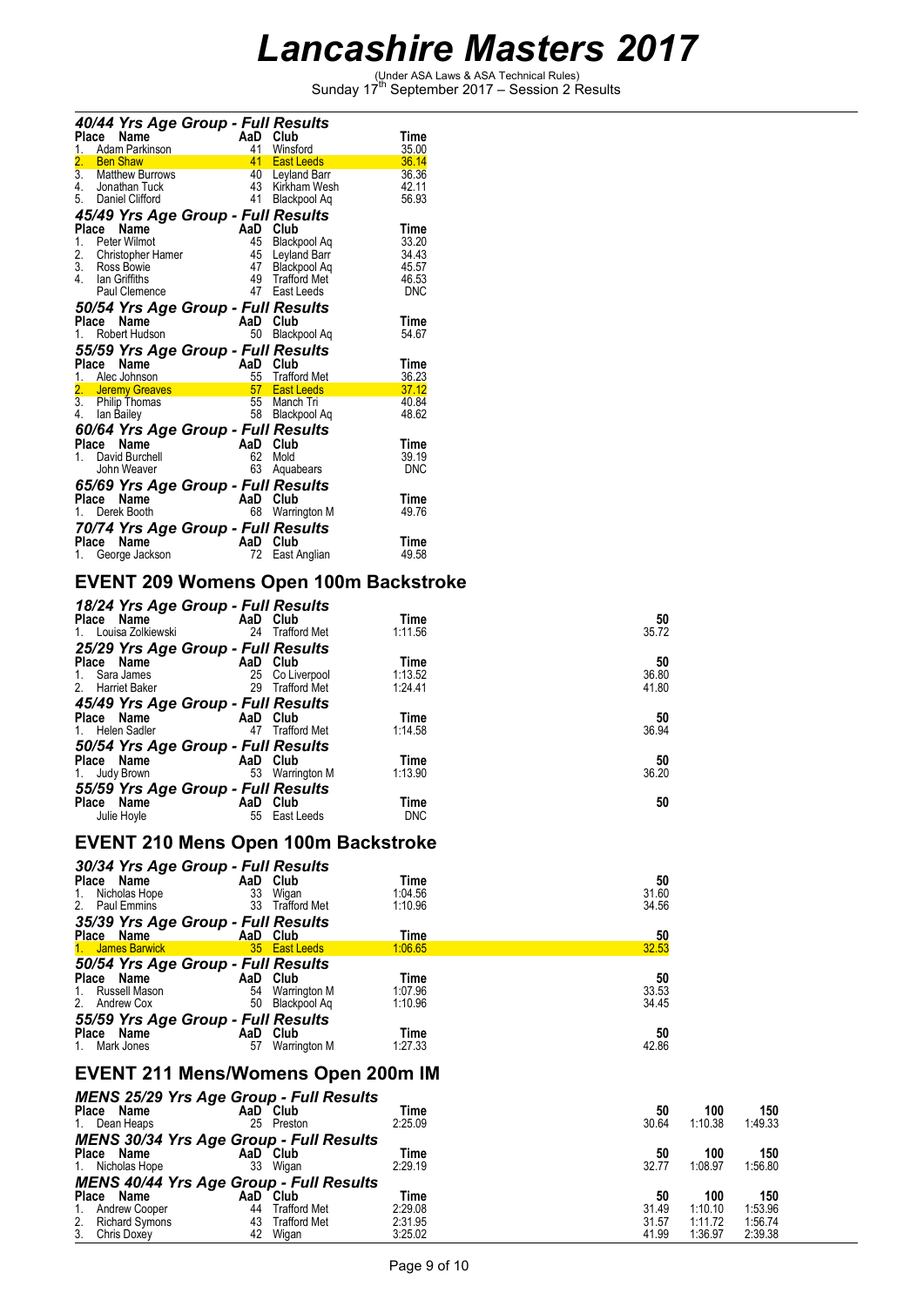# Lancashire Masters 2017

(Under ASA Laws & ASA Technical Rules)
Sunday 17th September 2017 – Session 2 Results

### 40/44 Yrs Age Group - Full Results

| Place | Name | AaD | Club | Time |
|---|---|---|---|---|
| 1. | Adam Parkinson | 41 | Winsford | 35.00 |
| 2. | Ben Shaw | 41 | East Leeds | 36.14 |
| 3. | Matthew Burrows | 40 | Leyland Barr | 36.36 |
| 4. | Jonathan Tuck | 43 | Kirkham Wesh | 42.11 |
| 5. | Daniel Clifford | 41 | Blackpool Aq | 56.93 |

### 45/49 Yrs Age Group - Full Results

| Place | Name | AaD | Club | Time |
|---|---|---|---|---|
| 1. | Peter Wilmot | 45 | Blackpool Aq | 33.20 |
| 2. | Christopher Hamer | 45 | Leyland Barr | 34.43 |
| 3. | Ross Bowie | 47 | Blackpool Aq | 45.57 |
| 4. | Ian Griffiths | 49 | Trafford Met | 46.53 |
| | Paul Clemence | 47 | East Leeds | DNC |

### 50/54 Yrs Age Group - Full Results

| Place | Name | AaD | Club | Time |
|---|---|---|---|---|
| 1. | Robert Hudson | 50 | Blackpool Aq | 54.67 |

### 55/59 Yrs Age Group - Full Results

| Place | Name | AaD | Club | Time |
|---|---|---|---|---|
| 1. | Alec Johnson | 55 | Trafford Met | 36.23 |
| 2. | Jeremy Greaves | 57 | East Leeds | 37.12 |
| 3. | Philip Thomas | 55 | Manch Tri | 40.84 |
| 4. | Ian Bailey | 58 | Blackpool Aq | 48.62 |

### 60/64 Yrs Age Group - Full Results

| Place | Name | AaD | Club | Time |
|---|---|---|---|---|
| 1. | David Burchell | 62 | Mold | 39.19 |
| | John Weaver | 63 | Aquabears | DNC |

### 65/69 Yrs Age Group - Full Results

| Place | Name | AaD | Club | Time |
|---|---|---|---|---|
| 1. | Derek Booth | 68 | Warrington M | 49.76 |

### 70/74 Yrs Age Group - Full Results

| Place | Name | AaD | Club | Time |
|---|---|---|---|---|
| 1. | George Jackson | 72 | East Anglian | 49.58 |

## EVENT 209 Womens Open 100m Backstroke

### 18/24 Yrs Age Group - Full Results

| Place | Name | AaD | Club | Time | 50 |
|---|---|---|---|---|---|
| 1. | Louisa Zolkiewski | 24 | Trafford Met | 1:11.56 | 35.72 |

### 25/29 Yrs Age Group - Full Results

| Place | Name | AaD | Club | Time | 50 |
|---|---|---|---|---|---|
| 1. | Sara James | 25 | Co Liverpool | 1:13.52 | 36.80 |
| 2. | Harriet Baker | 29 | Trafford Met | 1:24.41 | 41.80 |

### 45/49 Yrs Age Group - Full Results

| Place | Name | AaD | Club | Time | 50 |
|---|---|---|---|---|---|
| 1. | Helen Sadler | 47 | Trafford Met | 1:14.58 | 36.94 |

### 50/54 Yrs Age Group - Full Results

| Place | Name | AaD | Club | Time | 50 |
|---|---|---|---|---|---|
| 1. | Judy Brown | 53 | Warrington M | 1:13.90 | 36.20 |

### 55/59 Yrs Age Group - Full Results

| Place | Name | AaD | Club | Time | 50 |
|---|---|---|---|---|---|
| | Julie Hoyle | 55 | East Leeds | DNC | |

## EVENT 210 Mens Open 100m Backstroke

### 30/34 Yrs Age Group - Full Results

| Place | Name | AaD | Club | Time | 50 |
|---|---|---|---|---|---|
| 1. | Nicholas Hope | 33 | Wigan | 1:04.56 | 31.60 |
| 2. | Paul Emmins | 33 | Trafford Met | 1:10.96 | 34.56 |

### 35/39 Yrs Age Group - Full Results

| Place | Name | AaD | Club | Time | 50 |
|---|---|---|---|---|---|
| 1. | James Barwick | 35 | East Leeds | 1:06.65 | 32.53 |

### 50/54 Yrs Age Group - Full Results

| Place | Name | AaD | Club | Time | 50 |
|---|---|---|---|---|---|
| 1. | Russell Mason | 54 | Warrington M | 1:07.96 | 33.53 |
| 2. | Andrew Cox | 50 | Blackpool Aq | 1:10.96 | 34.45 |

### 55/59 Yrs Age Group - Full Results

| Place | Name | AaD | Club | Time | 50 |
|---|---|---|---|---|---|
| 1. | Mark Jones | 57 | Warrington M | 1:27.33 | 42.86 |

## EVENT 211 Mens/Womens Open 200m IM

### MENS 25/29 Yrs Age Group - Full Results

| Place | Name | AaD | Club | Time | 50 | 100 | 150 |
|---|---|---|---|---|---|---|---|
| 1. | Dean Heaps | 25 | Preston | 2:25.09 | 30.64 | 1:10.38 | 1:49.33 |

### MENS 30/34 Yrs Age Group - Full Results

| Place | Name | AaD | Club | Time | 50 | 100 | 150 |
|---|---|---|---|---|---|---|---|
| 1. | Nicholas Hope | 33 | Wigan | 2:29.19 | 32.77 | 1:08.97 | 1:56.80 |

### MENS 40/44 Yrs Age Group - Full Results

| Place | Name | AaD | Club | Time | 50 | 100 | 150 |
|---|---|---|---|---|---|---|---|
| 1. | Andrew Cooper | 44 | Trafford Met | 2:29.08 | 31.49 | 1:10.10 | 1:53.96 |
| 2. | Richard Symons | 43 | Trafford Met | 2:31.95 | 31.57 | 1:11.72 | 1:56.74 |
| 3. | Chris Doxey | 42 | Wigan | 3:25.02 | 41.99 | 1:36.97 | 2:39.38 |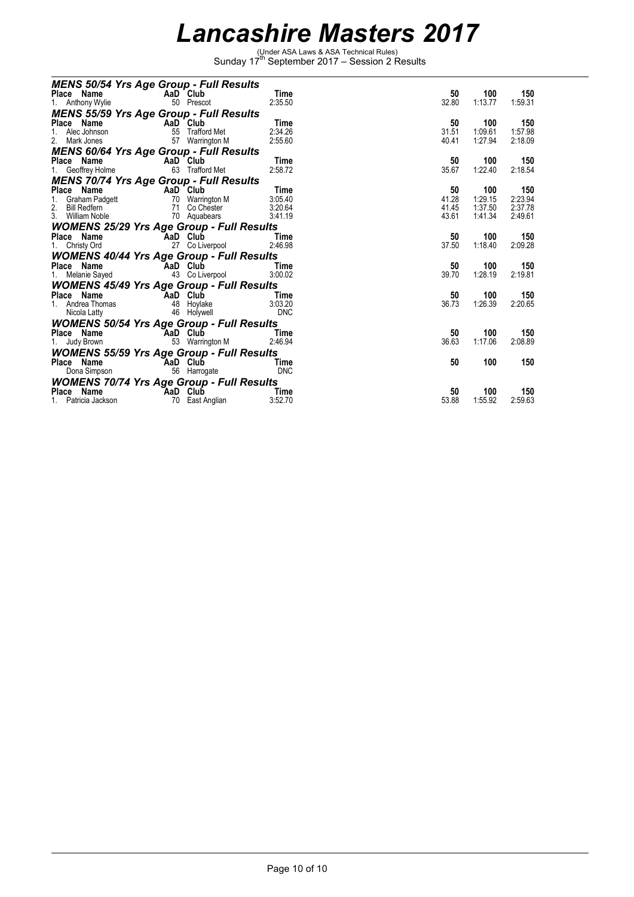# Lancashire Masters 2017

(Under ASA Laws & ASA Technical Rules)
Sunday 17th September 2017 – Session 2 Results

### MENS 50/54 Yrs Age Group - Full Results

| Place | Name | AaD | Club | Time | 50 | 100 | 150 |
|---|---|---|---|---|---|---|---|
| 1. | Anthony Wylie | 50 | Prescot | 2:35.50 | 32.80 | 1:13.77 | 1:59.31 |

### MENS 55/59 Yrs Age Group - Full Results

| Place | Name | AaD | Club | Time | 50 | 100 | 150 |
|---|---|---|---|---|---|---|---|
| 1. | Alec Johnson | 55 | Trafford Met | 2:34.26 | 31.51 | 1:09.61 | 1:57.98 |
| 2. | Mark Jones | 57 | Warrington M | 2:55.60 | 40.41 | 1:27.94 | 2:18.09 |

### MENS 60/64 Yrs Age Group - Full Results

| Place | Name | AaD | Club | Time | 50 | 100 | 150 |
|---|---|---|---|---|---|---|---|
| 1. | Geoffrey Holme | 63 | Trafford Met | 2:58.72 | 35.67 | 1:22.40 | 2:18.54 |

### MENS 70/74 Yrs Age Group - Full Results

| Place | Name | AaD | Club | Time | 50 | 100 | 150 |
|---|---|---|---|---|---|---|---|
| 1. | Graham Padgett | 70 | Warrington M | 3:05.40 | 41.28 | 1:29.15 | 2:23.94 |
| 2. | Bill Redfern | 71 | Co Chester | 3:20.64 | 41.45 | 1:37.50 | 2:37.78 |
| 3. | William Noble | 70 | Aquabears | 3:41.19 | 43.61 | 1:41.34 | 2:49.61 |

### WOMENS 25/29 Yrs Age Group - Full Results

| Place | Name | AaD | Club | Time | 50 | 100 | 150 |
|---|---|---|---|---|---|---|---|
| 1. | Christy Ord | 27 | Co Liverpool | 2:46.98 | 37.50 | 1:18.40 | 2:09.28 |

### WOMENS 40/44 Yrs Age Group - Full Results

| Place | Name | AaD | Club | Time | 50 | 100 | 150 |
|---|---|---|---|---|---|---|---|
| 1. | Melanie Sayed | 43 | Co Liverpool | 3:00.02 | 39.70 | 1:28.19 | 2:19.81 |

### WOMENS 45/49 Yrs Age Group - Full Results

| Place | Name | AaD | Club | Time | 50 | 100 | 150 |
|---|---|---|---|---|---|---|---|
| 1. | Andrea Thomas | 48 | Hoylake | 3:03.20 | 36.73 | 1:26.39 | 2:20.65 |
| | Nicola Latty | 46 | Holywell | DNC | | | |

### WOMENS 50/54 Yrs Age Group - Full Results

| Place | Name | AaD | Club | Time | 50 | 100 | 150 |
|---|---|---|---|---|---|---|---|
| 1. | Judy Brown | 53 | Warrington M | 2:46.94 | 36.63 | 1:17.06 | 2:08.89 |

### WOMENS 55/59 Yrs Age Group - Full Results

| Place | Name | AaD | Club | Time | 50 | 100 | 150 |
|---|---|---|---|---|---|---|---|
| | Dona Simpson | 56 | Harrogate | DNC | | | |

### WOMENS 70/74 Yrs Age Group - Full Results

| Place | Name | AaD | Club | Time | 50 | 100 | 150 |
|---|---|---|---|---|---|---|---|
| 1. | Patricia Jackson | 70 | East Anglian | 3:52.70 | 53.88 | 1:55.92 | 2:59.63 |